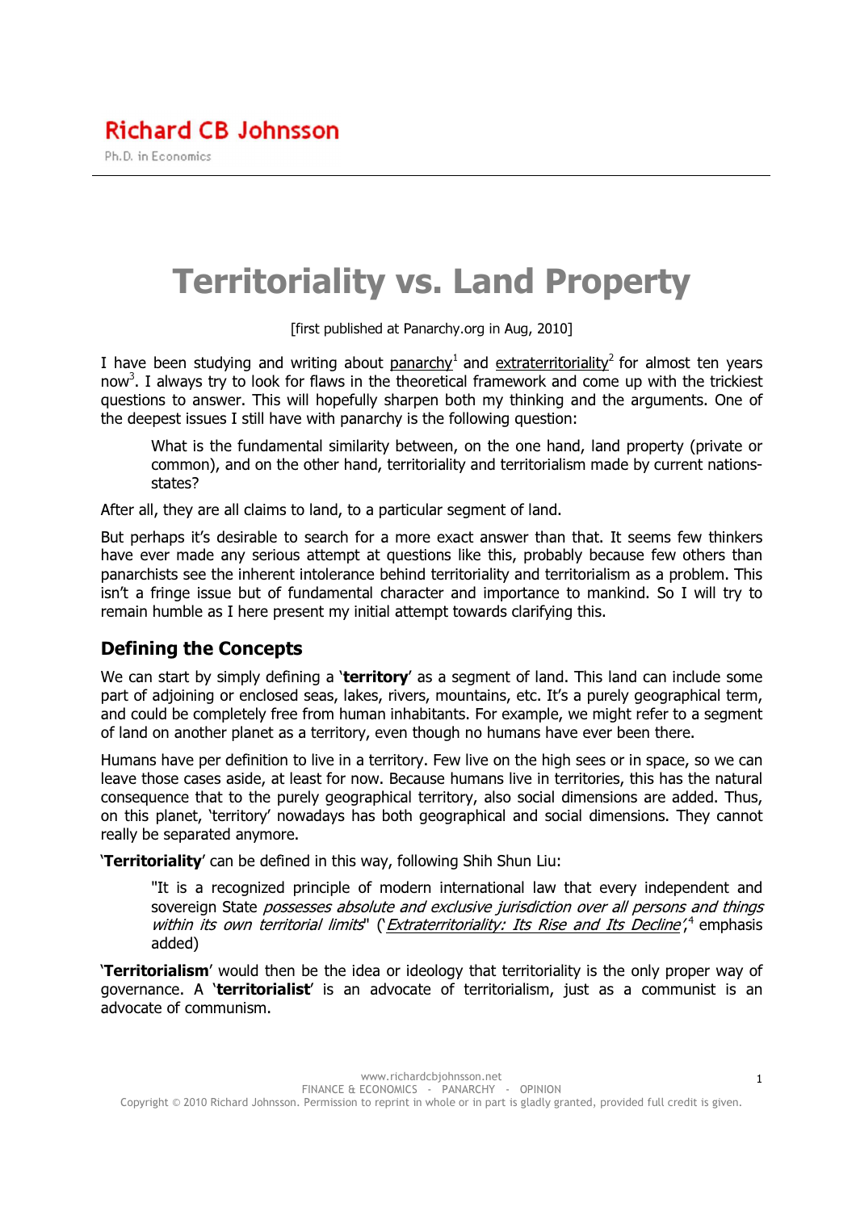Richard CB Johnsson

Ph.D. in Economics

# Territoriality vs. Land Property

[first published at Panarchy.org in Aug, 2010]

I have been studying and writing about panarchy[1] and extraterritoriality[2] for almost ten years now[3]. I always try to look for flaws in the theoretical framework and come up with the trickiest questions to answer. This will hopefully sharpen both my thinking and the arguments. One of the deepest issues I still have with panarchy is the following question:

> What is the fundamental similarity between, on the one hand, land property (private or common), and on the other hand, territoriality and territorialism made by current nations-states?

After all, they are all claims to land, to a particular segment of land.

But perhaps it's desirable to search for a more exact answer than that. It seems few thinkers have ever made any serious attempt at questions like this, probably because few others than panarchists see the inherent intolerance behind territoriality and territorialism as a problem. This isn't a fringe issue but of fundamental character and importance to mankind. So I will try to remain humble as I here present my initial attempt towards clarifying this.

## Defining the Concepts

We can start by simply defining a '**territory**' as a segment of land. This land can include some part of adjoining or enclosed seas, lakes, rivers, mountains, etc. It's a purely geographical term, and could be completely free from human inhabitants. For example, we might refer to a segment of land on another planet as a territory, even though no humans have ever been there.

Humans have per definition to live in a territory. Few live on the high sees or in space, so we can leave those cases aside, at least for now. Because humans live in territories, this has the natural consequence that to the purely geographical territory, also social dimensions are added. Thus, on this planet, 'territory' nowadays has both geographical and social dimensions. They cannot really be separated anymore.

'**Territoriality**' can be defined in this way, following Shih Shun Liu:

> "It is a recognized principle of modern international law that every independent and sovereign State *possesses absolute and exclusive jurisdiction over all persons and things within its own territorial limits*" ('*Extraterritoriality: Its Rise and Its Decline*',[4] emphasis added)

'**Territorialism**' would then be the idea or ideology that territoriality is the only proper way of governance. A '**territorialist**' is an advocate of territorialism, just as a communist is an advocate of communism.

www.richardcbjohnsson.net
FINANCE & ECONOMICS - PANARCHY - OPINION
Copyright © 2010 Richard Johnsson. Permission to reprint in whole or in part is gladly granted, provided full credit is given.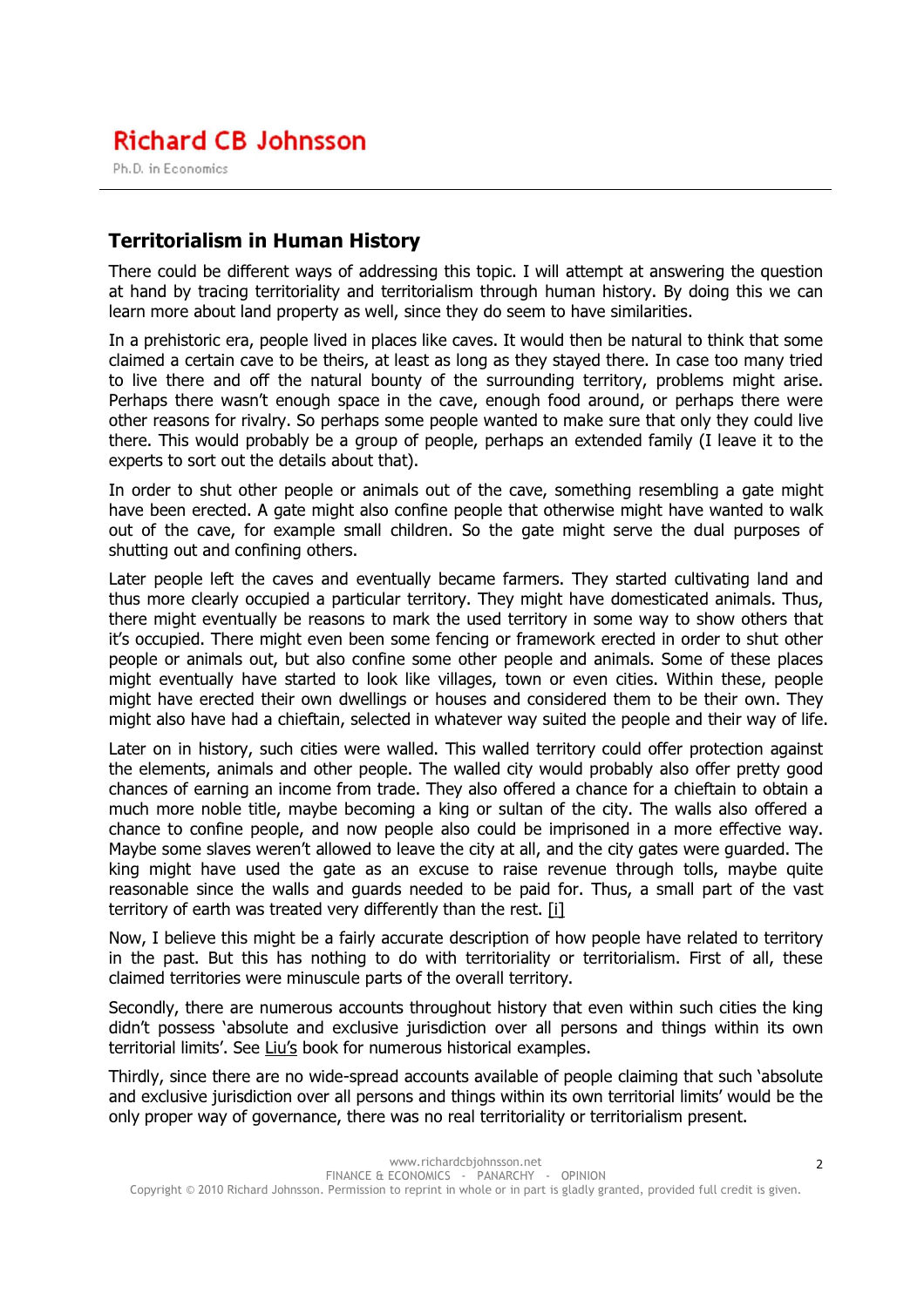## Territorialism in Human History

There could be different ways of addressing this topic. I will attempt at answering the question at hand by tracing territoriality and territorialism through human history. By doing this we can learn more about land property as well, since they do seem to have similarities.

In a prehistoric era, people lived in places like caves. It would then be natural to think that some claimed a certain cave to be theirs, at least as long as they stayed there. In case too many tried to live there and off the natural bounty of the surrounding territory, problems might arise. Perhaps there wasn't enough space in the cave, enough food around, or perhaps there were other reasons for rivalry. So perhaps some people wanted to make sure that only they could live there. This would probably be a group of people, perhaps an extended family (I leave it to the experts to sort out the details about that).

In order to shut other people or animals out of the cave, something resembling a gate might have been erected. A gate might also confine people that otherwise might have wanted to walk out of the cave, for example small children. So the gate might serve the dual purposes of shutting out and confining others.

Later people left the caves and eventually became farmers. They started cultivating land and thus more clearly occupied a particular territory. They might have domesticated animals. Thus, there might eventually be reasons to mark the used territory in some way to show others that it's occupied. There might even been some fencing or framework erected in order to shut other people or animals out, but also confine some other people and animals. Some of these places might eventually have started to look like villages, town or even cities. Within these, people might have erected their own dwellings or houses and considered them to be their own. They might also have had a chieftain, selected in whatever way suited the people and their way of life.

Later on in history, such cities were walled. This walled territory could offer protection against the elements, animals and other people. The walled city would probably also offer pretty good chances of earning an income from trade. They also offered a chance for a chieftain to obtain a much more noble title, maybe becoming a king or sultan of the city. The walls also offered a chance to confine people, and now people also could be imprisoned in a more effective way. Maybe some slaves weren't allowed to leave the city at all, and the city gates were guarded. The king might have used the gate as an excuse to raise revenue through tolls, maybe quite reasonable since the walls and guards needed to be paid for. Thus, a small part of the vast territory of earth was treated very differently than the rest. [i]

Now, I believe this might be a fairly accurate description of how people have related to territory in the past. But this has nothing to do with territoriality or territorialism. First of all, these claimed territories were minuscule parts of the overall territory.

Secondly, there are numerous accounts throughout history that even within such cities the king didn't possess 'absolute and exclusive jurisdiction over all persons and things within its own territorial limits'. See Liu's book for numerous historical examples.

Thirdly, since there are no wide-spread accounts available of people claiming that such 'absolute and exclusive jurisdiction over all persons and things within its own territorial limits' would be the only proper way of governance, there was no real territoriality or territorialism present.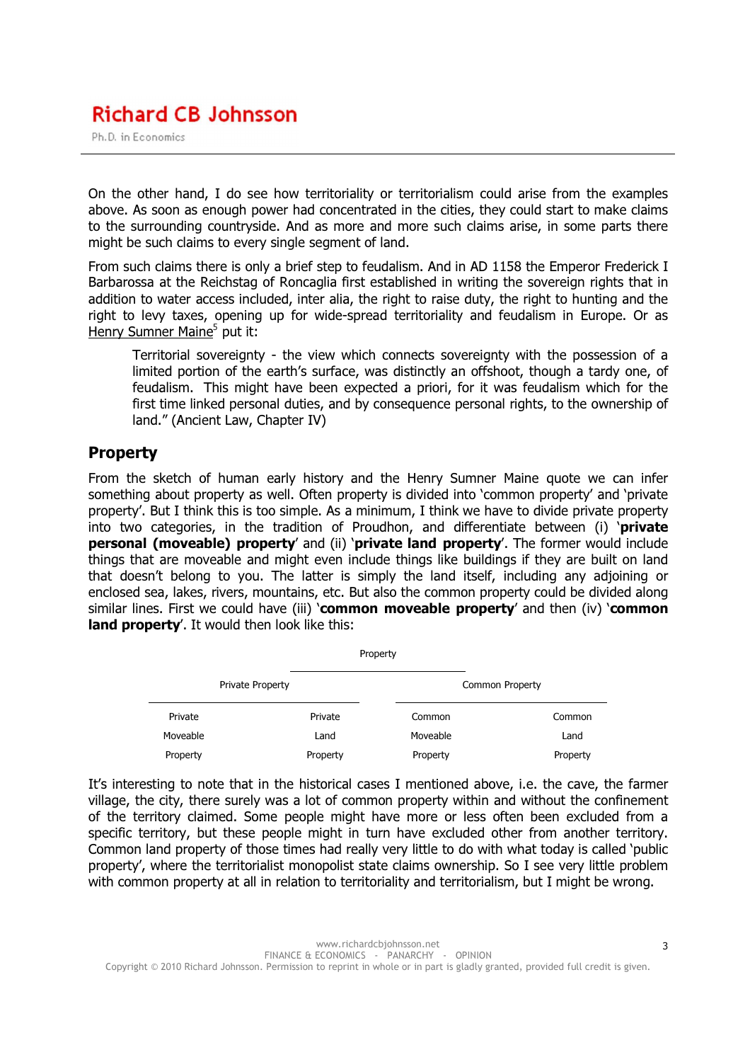On the other hand, I do see how territoriality or territorialism could arise from the examples above. As soon as enough power had concentrated in the cities, they could start to make claims to the surrounding countryside. And as more and more such claims arise, in some parts there might be such claims to every single segment of land.

From such claims there is only a brief step to feudalism. And in AD 1158 the Emperor Frederick I Barbarossa at the Reichstag of Roncaglia first established in writing the sovereign rights that in addition to water access included, inter alia, the right to raise duty, the right to hunting and the right to levy taxes, opening up for wide-spread territoriality and feudalism in Europe. Or as Henry Sumner Maine[5] put it:

> Territorial sovereignty - the view which connects sovereignty with the possession of a limited portion of the earth's surface, was distinctly an offshoot, though a tardy one, of feudalism. This might have been expected a priori, for it was feudalism which for the first time linked personal duties, and by consequence personal rights, to the ownership of land." (Ancient Law, Chapter IV)

## Property

From the sketch of human early history and the Henry Sumner Maine quote we can infer something about property as well. Often property is divided into 'common property' and 'private property'. But I think this is too simple. As a minimum, I think we have to divide private property into two categories, in the tradition of Proudhon, and differentiate between (i) '**private personal (moveable) property**' and (ii) '**private land property**'. The former would include things that are moveable and might even include things like buildings if they are built on land that doesn't belong to you. The latter is simply the land itself, including any adjoining or enclosed sea, lakes, rivers, mountains, etc. But also the common property could be divided along similar lines. First we could have (iii) '**common moveable property**' and then (iv) '**common land property**'. It would then look like this:

| Property | | | |
|---|---|---|---|
| Private Property | | Common Property | |
| Private Moveable Property | Private Land Property | Common Moveable Property | Common Land Property |

It's interesting to note that in the historical cases I mentioned above, i.e. the cave, the farmer village, the city, there surely was a lot of common property within and without the confinement of the territory claimed. Some people might have more or less often been excluded from a specific territory, but these people might in turn have excluded other from another territory. Common land property of those times had really very little to do with what today is called 'public property', where the territorialist monopolist state claims ownership. So I see very little problem with common property at all in relation to territoriality and territorialism, but I might be wrong.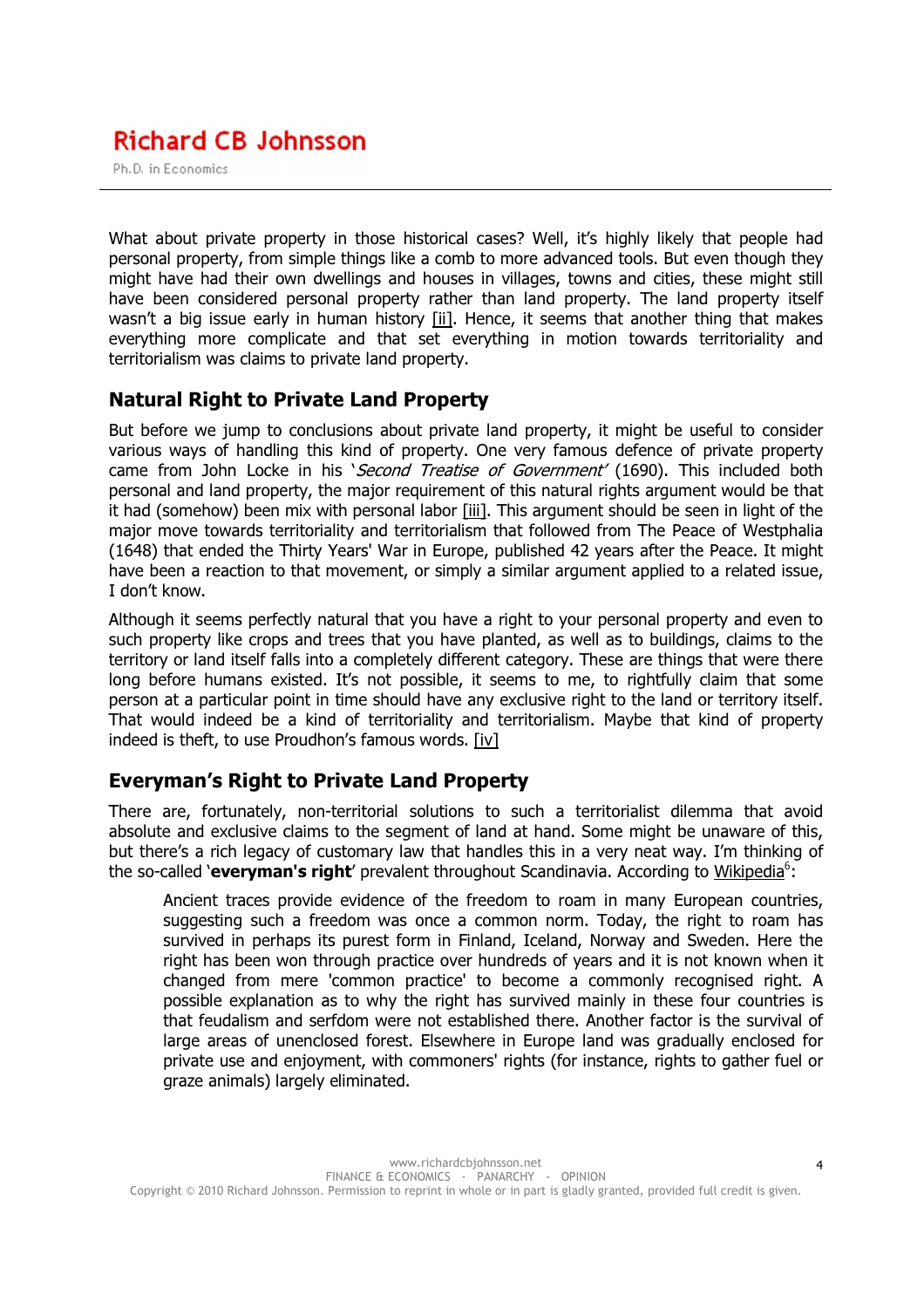What about private property in those historical cases? Well, it's highly likely that people had personal property, from simple things like a comb to more advanced tools. But even though they might have had their own dwellings and houses in villages, towns and cities, these might still have been considered personal property rather than land property. The land property itself wasn't a big issue early in human history [ii]. Hence, it seems that another thing that makes everything more complicate and that set everything in motion towards territoriality and territorialism was claims to private land property.

## Natural Right to Private Land Property

But before we jump to conclusions about private land property, it might be useful to consider various ways of handling this kind of property. One very famous defence of private property came from John Locke in his '*Second Treatise of Government*' (1690). This included both personal and land property, the major requirement of this natural rights argument would be that it had (somehow) been mix with personal labor [iii]. This argument should be seen in light of the major move towards territoriality and territorialism that followed from The Peace of Westphalia (1648) that ended the Thirty Years' War in Europe, published 42 years after the Peace. It might have been a reaction to that movement, or simply a similar argument applied to a related issue, I don't know.

Although it seems perfectly natural that you have a right to your personal property and even to such property like crops and trees that you have planted, as well as to buildings, claims to the territory or land itself falls into a completely different category. These are things that were there long before humans existed. It's not possible, it seems to me, to rightfully claim that some person at a particular point in time should have any exclusive right to the land or territory itself. That would indeed be a kind of territoriality and territorialism. Maybe that kind of property indeed is theft, to use Proudhon's famous words. [iv]

## Everyman's Right to Private Land Property

There are, fortunately, non-territorial solutions to such a territorialist dilemma that avoid absolute and exclusive claims to the segment of land at hand. Some might be unaware of this, but there's a rich legacy of customary law that handles this in a very neat way. I'm thinking of the so-called '**everyman's right**' prevalent throughout Scandinavia. According to Wikipedia[6]:

> Ancient traces provide evidence of the freedom to roam in many European countries, suggesting such a freedom was once a common norm. Today, the right to roam has survived in perhaps its purest form in Finland, Iceland, Norway and Sweden. Here the right has been won through practice over hundreds of years and it is not known when it changed from mere 'common practice' to become a commonly recognised right. A possible explanation as to why the right has survived mainly in these four countries is that feudalism and serfdom were not established there. Another factor is the survival of large areas of unenclosed forest. Elsewhere in Europe land was gradually enclosed for private use and enjoyment, with commoners' rights (for instance, rights to gather fuel or graze animals) largely eliminated.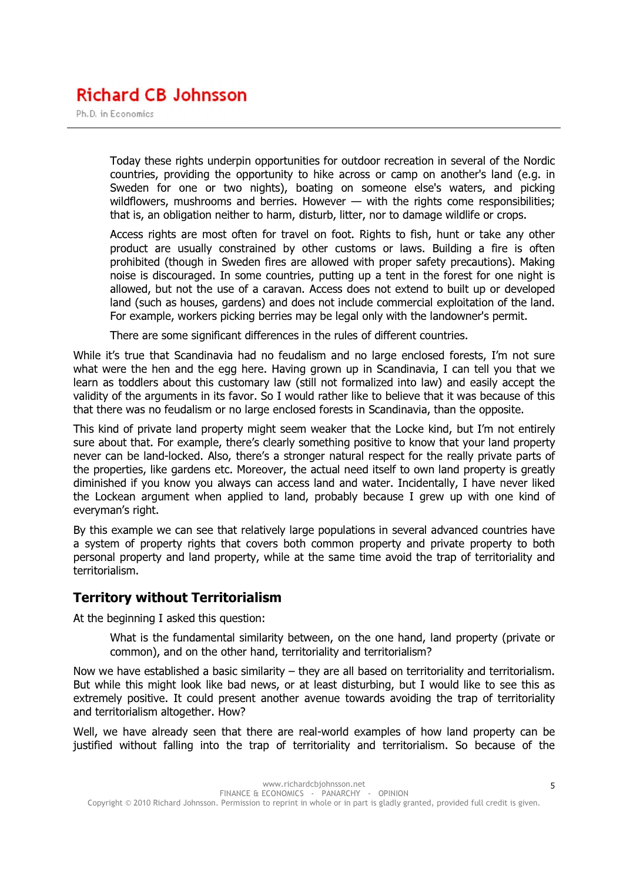> Today these rights underpin opportunities for outdoor recreation in several of the Nordic countries, providing the opportunity to hike across or camp on another's land (e.g. in Sweden for one or two nights), boating on someone else's waters, and picking wildflowers, mushrooms and berries. However — with the rights come responsibilities; that is, an obligation neither to harm, disturb, litter, nor to damage wildlife or crops.
>
> Access rights are most often for travel on foot. Rights to fish, hunt or take any other product are usually constrained by other customs or laws. Building a fire is often prohibited (though in Sweden fires are allowed with proper safety precautions). Making noise is discouraged. In some countries, putting up a tent in the forest for one night is allowed, but not the use of a caravan. Access does not extend to built up or developed land (such as houses, gardens) and does not include commercial exploitation of the land. For example, workers picking berries may be legal only with the landowner's permit.
>
> There are some significant differences in the rules of different countries.

While it's true that Scandinavia had no feudalism and no large enclosed forests, I'm not sure what were the hen and the egg here. Having grown up in Scandinavia, I can tell you that we learn as toddlers about this customary law (still not formalized into law) and easily accept the validity of the arguments in its favor. So I would rather like to believe that it was because of this that there was no feudalism or no large enclosed forests in Scandinavia, than the opposite.

This kind of private land property might seem weaker that the Locke kind, but I'm not entirely sure about that. For example, there's clearly something positive to know that your land property never can be land-locked. Also, there's a stronger natural respect for the really private parts of the properties, like gardens etc. Moreover, the actual need itself to own land property is greatly diminished if you know you always can access land and water. Incidentally, I have never liked the Lockean argument when applied to land, probably because I grew up with one kind of everyman's right.

By this example we can see that relatively large populations in several advanced countries have a system of property rights that covers both common property and private property to both personal property and land property, while at the same time avoid the trap of territoriality and territorialism.

## Territory without Territorialism

At the beginning I asked this question:

> What is the fundamental similarity between, on the one hand, land property (private or common), and on the other hand, territoriality and territorialism?

Now we have established a basic similarity – they are all based on territoriality and territorialism. But while this might look like bad news, or at least disturbing, but I would like to see this as extremely positive. It could present another avenue towards avoiding the trap of territoriality and territorialism altogether. How?

Well, we have already seen that there are real-world examples of how land property can be justified without falling into the trap of territoriality and territorialism. So because of the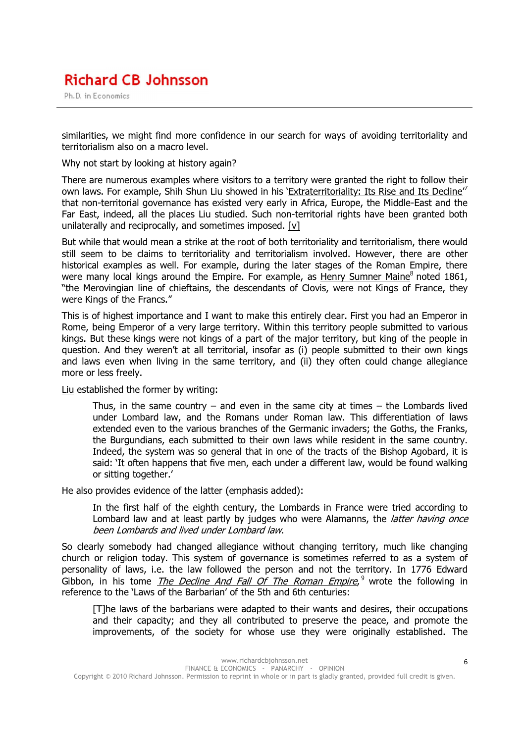similarities, we might find more confidence in our search for ways of avoiding territoriality and territorialism also on a macro level.

Why not start by looking at history again?

There are numerous examples where visitors to a territory were granted the right to follow their own laws. For example, Shih Shun Liu showed in his 'Extraterritoriality: Its Rise and Its Decline'[7] that non-territorial governance has existed very early in Africa, Europe, the Middle-East and the Far East, indeed, all the places Liu studied. Such non-territorial rights have been granted both unilaterally and reciprocally, and sometimes imposed. [v]

But while that would mean a strike at the root of both territoriality and territorialism, there would still seem to be claims to territoriality and territorialism involved. However, there are other historical examples as well. For example, during the later stages of the Roman Empire, there were many local kings around the Empire. For example, as Henry Sumner Maine[8] noted 1861, "the Merovingian line of chieftains, the descendants of Clovis, were not Kings of France, they were Kings of the Francs."

This is of highest importance and I want to make this entirely clear. First you had an Emperor in Rome, being Emperor of a very large territory. Within this territory people submitted to various kings. But these kings were not kings of a part of the major territory, but king of the people in question. And they weren't at all territorial, insofar as (i) people submitted to their own kings and laws even when living in the same territory, and (ii) they often could change allegiance more or less freely.

Liu established the former by writing:

> Thus, in the same country – and even in the same city at times – the Lombards lived under Lombard law, and the Romans under Roman law. This differentiation of laws extended even to the various branches of the Germanic invaders; the Goths, the Franks, the Burgundians, each submitted to their own laws while resident in the same country. Indeed, the system was so general that in one of the tracts of the Bishop Agobard, it is said: 'It often happens that five men, each under a different law, would be found walking or sitting together.'

He also provides evidence of the latter (emphasis added):

> In the first half of the eighth century, the Lombards in France were tried according to Lombard law and at least partly by judges who were Alamanns, the *latter having once been Lombards and lived under Lombard law*.

So clearly somebody had changed allegiance without changing territory, much like changing church or religion today. This system of governance is sometimes referred to as a system of personality of laws, i.e. the law followed the person and not the territory. In 1776 Edward Gibbon, in his tome *The Decline And Fall Of The Roman Empire*,[9] wrote the following in reference to the 'Laws of the Barbarian' of the 5th and 6th centuries:

> [T]he laws of the barbarians were adapted to their wants and desires, their occupations and their capacity; and they all contributed to preserve the peace, and promote the improvements, of the society for whose use they were originally established. The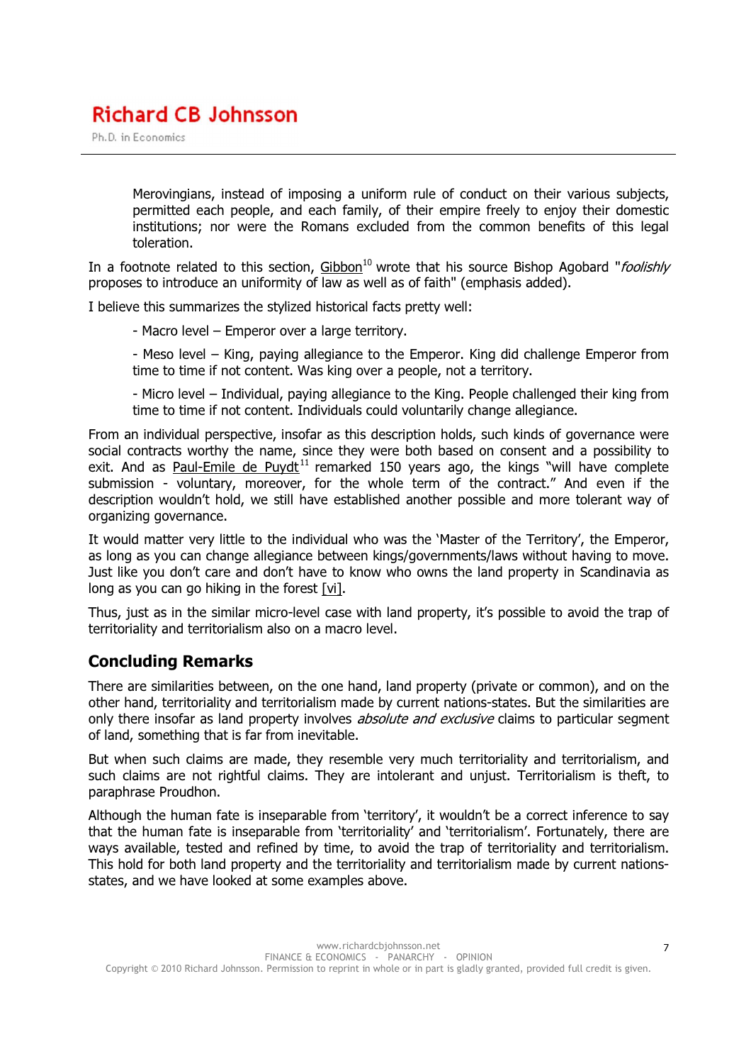> Merovingians, instead of imposing a uniform rule of conduct on their various subjects, permitted each people, and each family, of their empire freely to enjoy their domestic institutions; nor were the Romans excluded from the common benefits of this legal toleration.

In a footnote related to this section, Gibbon[10] wrote that his source Bishop Agobard "*foolishly* proposes to introduce an uniformity of law as well as of faith" (emphasis added).

I believe this summarizes the stylized historical facts pretty well:

> - Macro level – Emperor over a large territory.
>
> - Meso level – King, paying allegiance to the Emperor. King did challenge Emperor from time to time if not content. Was king over a people, not a territory.
>
> - Micro level – Individual, paying allegiance to the King. People challenged their king from time to time if not content. Individuals could voluntarily change allegiance.

From an individual perspective, insofar as this description holds, such kinds of governance were social contracts worthy the name, since they were both based on consent and a possibility to exit. And as Paul-Emile de Puydt[11] remarked 150 years ago, the kings "will have complete submission - voluntary, moreover, for the whole term of the contract." And even if the description wouldn't hold, we still have established another possible and more tolerant way of organizing governance.

It would matter very little to the individual who was the 'Master of the Territory', the Emperor, as long as you can change allegiance between kings/governments/laws without having to move. Just like you don't care and don't have to know who owns the land property in Scandinavia as long as you can go hiking in the forest [vi].

Thus, just as in the similar micro-level case with land property, it's possible to avoid the trap of territoriality and territorialism also on a macro level.

## Concluding Remarks

There are similarities between, on the one hand, land property (private or common), and on the other hand, territoriality and territorialism made by current nations-states. But the similarities are only there insofar as land property involves *absolute and exclusive* claims to particular segment of land, something that is far from inevitable.

But when such claims are made, they resemble very much territoriality and territorialism, and such claims are not rightful claims. They are intolerant and unjust. Territorialism is theft, to paraphrase Proudhon.

Although the human fate is inseparable from 'territory', it wouldn't be a correct inference to say that the human fate is inseparable from 'territoriality' and 'territorialism'. Fortunately, there are ways available, tested and refined by time, to avoid the trap of territoriality and territorialism. This hold for both land property and the territoriality and territorialism made by current nations-states, and we have looked at some examples above.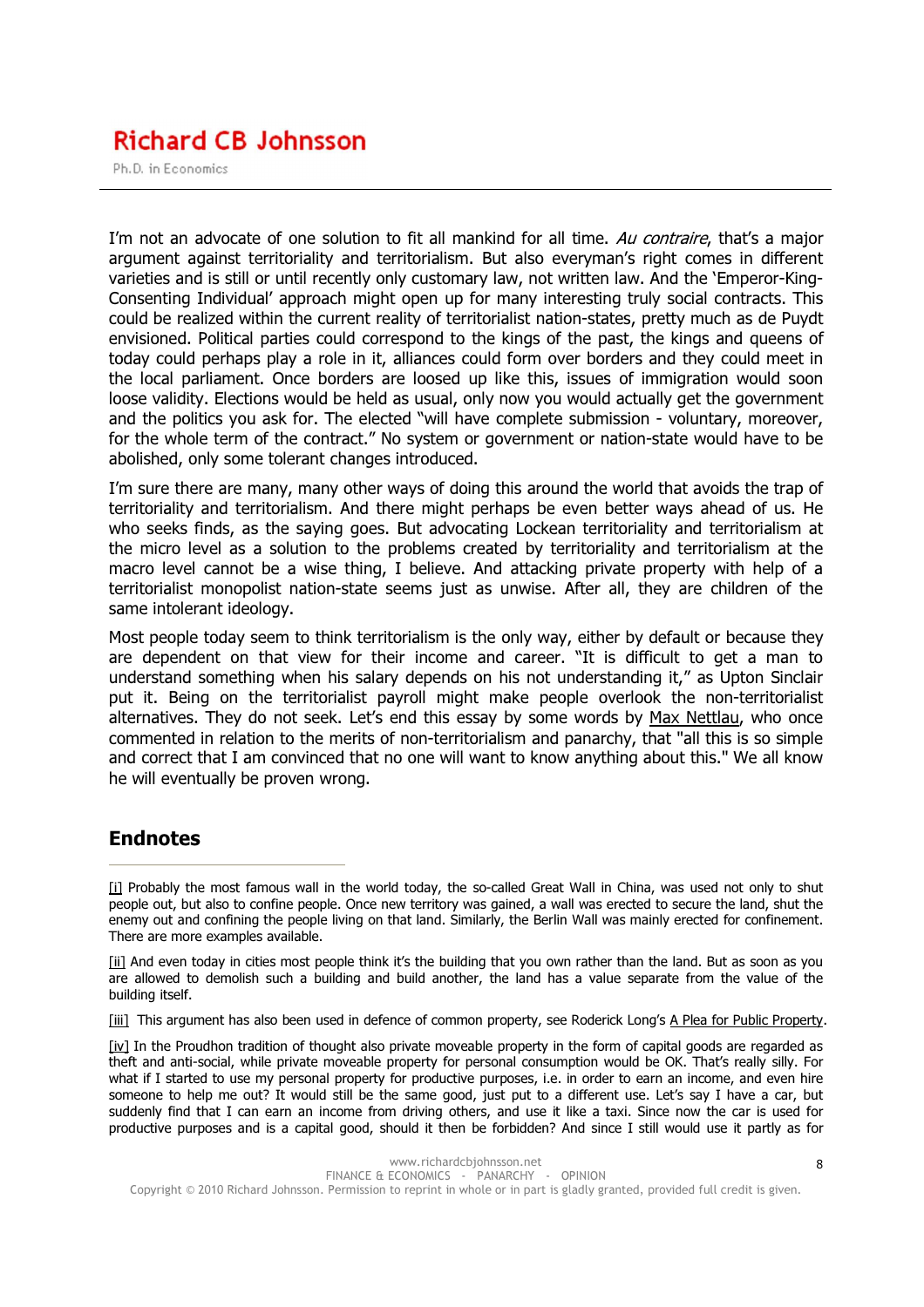I'm not an advocate of one solution to fit all mankind for all time. *Au contraire*, that's a major argument against territoriality and territorialism. But also everyman's right comes in different varieties and is still or until recently only customary law, not written law. And the 'Emperor-King-Consenting Individual' approach might open up for many interesting truly social contracts. This could be realized within the current reality of territorialist nation-states, pretty much as de Puydt envisioned. Political parties could correspond to the kings of the past, the kings and queens of today could perhaps play a role in it, alliances could form over borders and they could meet in the local parliament. Once borders are loosed up like this, issues of immigration would soon loose validity. Elections would be held as usual, only now you would actually get the government and the politics you ask for. The elected "will have complete submission - voluntary, moreover, for the whole term of the contract." No system or government or nation-state would have to be abolished, only some tolerant changes introduced.

I'm sure there are many, many other ways of doing this around the world that avoids the trap of territoriality and territorialism. And there might perhaps be even better ways ahead of us. He who seeks finds, as the saying goes. But advocating Lockean territoriality and territorialism at the micro level as a solution to the problems created by territoriality and territorialism at the macro level cannot be a wise thing, I believe. And attacking private property with help of a territorialist monopolist nation-state seems just as unwise. After all, they are children of the same intolerant ideology.

Most people today seem to think territorialism is the only way, either by default or because they are dependent on that view for their income and career. "It is difficult to get a man to understand something when his salary depends on his not understanding it," as Upton Sinclair put it. Being on the territorialist payroll might make people overlook the non-territorialist alternatives. They do not seek. Let's end this essay by some words by Max Nettlau, who once commented in relation to the merits of non-territorialism and panarchy, that "all this is so simple and correct that I am convinced that no one will want to know anything about this." We all know he will eventually be proven wrong.

## Endnotes

[i] Probably the most famous wall in the world today, the so-called Great Wall in China, was used not only to shut people out, but also to confine people. Once new territory was gained, a wall was erected to secure the land, shut the enemy out and confining the people living on that land. Similarly, the Berlin Wall was mainly erected for confinement. There are more examples available.

[ii] And even today in cities most people think it's the building that you own rather than the land. But as soon as you are allowed to demolish such a building and build another, the land has a value separate from the value of the building itself.

[iii] This argument has also been used in defence of common property, see Roderick Long's A Plea for Public Property.

[iv] In the Proudhon tradition of thought also private moveable property in the form of capital goods are regarded as theft and anti-social, while private moveable property for personal consumption would be OK. That's really silly. For what if I started to use my personal property for productive purposes, i.e. in order to earn an income, and even hire someone to help me out? It would still be the same good, just put to a different use. Let's say I have a car, but suddenly find that I can earn an income from driving others, and use it like a taxi. Since now the car is used for productive purposes and is a capital good, should it then be forbidden? And since I still would use it partly as for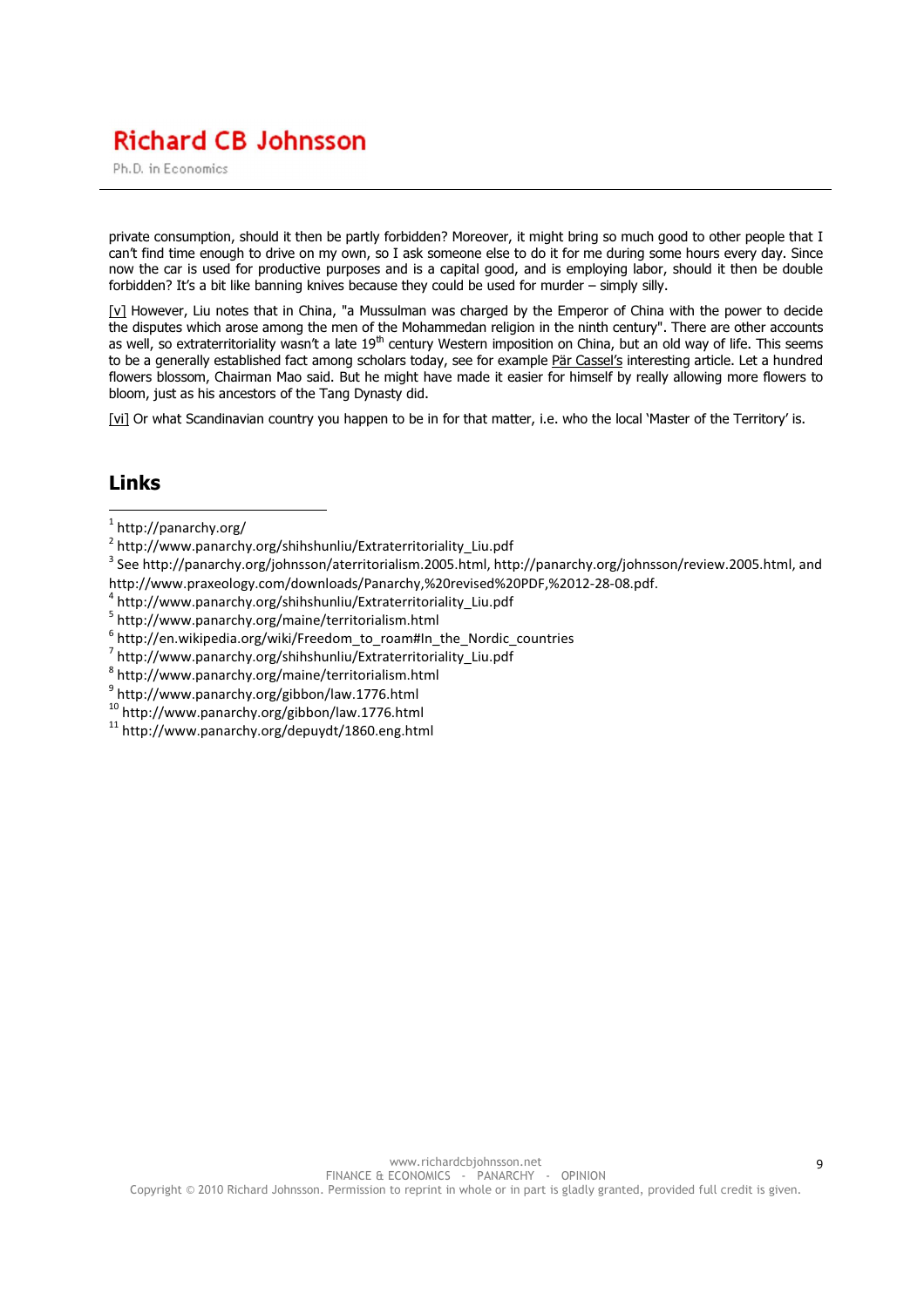private consumption, should it then be partly forbidden? Moreover, it might bring so much good to other people that I can't find time enough to drive on my own, so I ask someone else to do it for me during some hours every day. Since now the car is used for productive purposes and is a capital good, and is employing labor, should it then be double forbidden? It's a bit like banning knives because they could be used for murder – simply silly.

[v] However, Liu notes that in China, "a Mussulman was charged by the Emperor of China with the power to decide the disputes which arose among the men of the Mohammedan religion in the ninth century". There are other accounts as well, so extraterritoriality wasn't a late 19th century Western imposition on China, but an old way of life. This seems to be a generally established fact among scholars today, see for example Pär Cassel's interesting article. Let a hundred flowers blossom, Chairman Mao said. But he might have made it easier for himself by really allowing more flowers to bloom, just as his ancestors of the Tang Dynasty did.

[vi] Or what Scandinavian country you happen to be in for that matter, i.e. who the local 'Master of the Territory' is.

## Links

[1] http://panarchy.org/

[2] http://www.panarchy.org/shihshunliu/Extraterritoriality_Liu.pdf

[3] See http://panarchy.org/johnsson/aterritorialism.2005.html, http://panarchy.org/johnsson/review.2005.html, and http://www.praxeology.com/downloads/Panarchy,%20revised%20PDF,%2012-28-08.pdf.

[4] http://www.panarchy.org/shihshunliu/Extraterritoriality_Liu.pdf

[5] http://www.panarchy.org/maine/territorialism.html

[6] http://en.wikipedia.org/wiki/Freedom_to_roam#In_the_Nordic_countries

[7] http://www.panarchy.org/shihshunliu/Extraterritoriality_Liu.pdf

[8] http://www.panarchy.org/maine/territorialism.html

[9] http://www.panarchy.org/gibbon/law.1776.html

[10] http://www.panarchy.org/gibbon/law.1776.html

[11] http://www.panarchy.org/depuydt/1860.eng.html